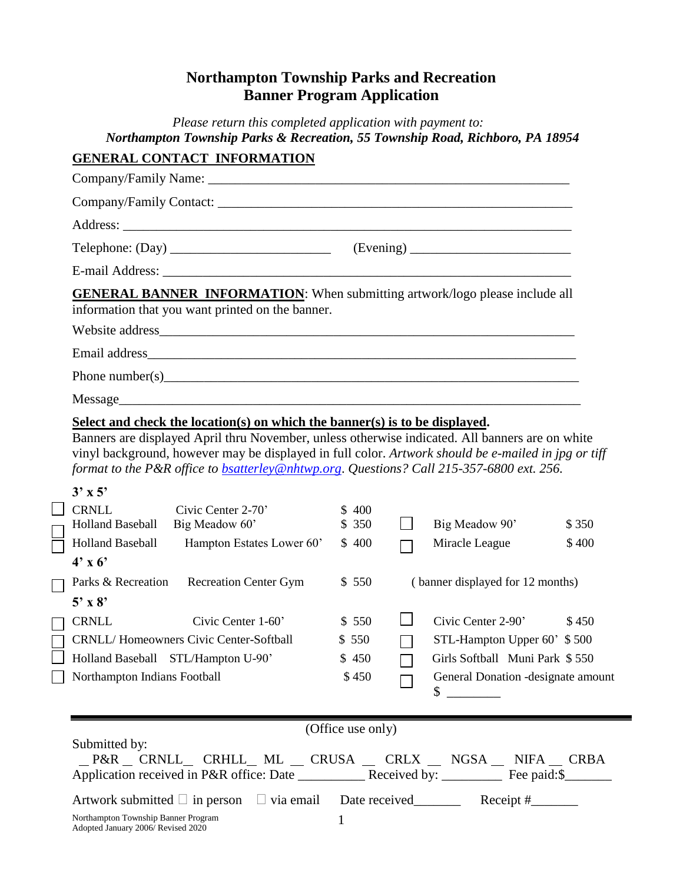# Northampton Township Parks and Recreation
# Banner Program Application

*Please return this completed application with payment to:*
***Northampton Township Parks & Recreation, 55 Township Road, Richboro, PA 18954***

## GENERAL CONTACT INFORMATION

Company/Family Name: ______________________________________________________

Company/Family Contact: ____________________________________________________

Address: ________________________________________________________________

Telephone: (Day) ________________________ (Evening) ________________________

E-mail Address: ___________________________________________________________

**GENERAL BANNER INFORMATION**: When submitting artwork/logo please include all information that you want printed on the banner.

Website address_____________________________________________________________

Email address_______________________________________________________________

Phone number(s)_____________________________________________________________

Message_____________________________________________________________________

**Select and check the location(s) on which the banner(s) is to be displayed.**

Banners are displayed April thru November, unless otherwise indicated. All banners are on white vinyl background, however may be displayed in full color. *Artwork should be e-mailed in jpg or tiff format to the P&R office to bsatterley@nhtwp.org. Questions? Call 215-357-6800 ext. 256.*

**3' x 5'**

| | | | | | | |
|---|---|---|---|---|---|---|
| ☐ | CRNLL | Civic Center 2-70' | $ 400 | | | |
| ☐ | Holland Baseball | Big Meadow 60' | $ 350 | ☐ | Big Meadow 90' | $ 350 |
| ☐ | Holland Baseball | Hampton Estates Lower 60' | $ 400 | ☐ | Miracle League | $ 400 |

**4' x 6'**

| | | | | |
|---|---|---|---|---|
| ☐ | Parks & Recreation | Recreation Center Gym | $ 550 | ( banner displayed for 12 months) |

**5' x 8'**

| | | | | | | |
|---|---|---|---|---|---|---|
| ☐ | CRNLL | Civic Center 1-60' | $ 550 | ☐ | Civic Center 2-90' | $ 450 |
| ☐ | CRNLL/ Homeowners | Civic Center-Softball | $ 550 | ☐ | STL-Hampton Upper 60' | $ 500 |
| ☐ | Holland Baseball | STL/Hampton U-90' | $ 450 | ☐ | Girls Softball Muni Park | $ 550 |
| ☐ | Northampton Indians Football | | $ 450 | ☐ | General Donation -designate amount | $ ________ |

---

(Office use only)

Submitted by:
_ P&R _ CRNLL_ CRHLL_ ML __ CRUSA __ CRLX __ NGSA __ NIFA __ CRBA

Application received in P&R office: Date __________ Received by: _________ Fee paid:$_______

Artwork submitted ☐ in person ☐ via email Date received_______ Receipt #_______

Northampton Township Banner Program
Adopted January 2006/ Revised 2020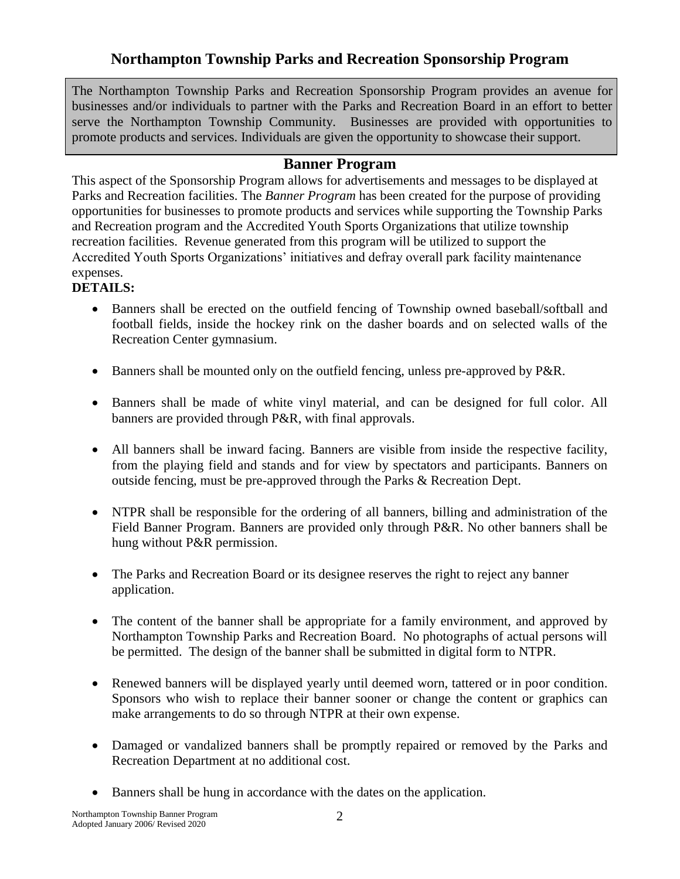# Northampton Township Parks and Recreation Sponsorship Program

The Northampton Township Parks and Recreation Sponsorship Program provides an avenue for businesses and/or individuals to partner with the Parks and Recreation Board in an effort to better serve the Northampton Township Community. Businesses are provided with opportunities to promote products and services. Individuals are given the opportunity to showcase their support.

## Banner Program

This aspect of the Sponsorship Program allows for advertisements and messages to be displayed at Parks and Recreation facilities. The *Banner Program* has been created for the purpose of providing opportunities for businesses to promote products and services while supporting the Township Parks and Recreation program and the Accredited Youth Sports Organizations that utilize township recreation facilities. Revenue generated from this program will be utilized to support the Accredited Youth Sports Organizations' initiatives and defray overall park facility maintenance expenses.

**DETAILS:**

- Banners shall be erected on the outfield fencing of Township owned baseball/softball and football fields, inside the hockey rink on the dasher boards and on selected walls of the Recreation Center gymnasium.
- Banners shall be mounted only on the outfield fencing, unless pre-approved by P&R.
- Banners shall be made of white vinyl material, and can be designed for full color. All banners are provided through P&R, with final approvals.
- All banners shall be inward facing. Banners are visible from inside the respective facility, from the playing field and stands and for view by spectators and participants. Banners on outside fencing, must be pre-approved through the Parks & Recreation Dept.
- NTPR shall be responsible for the ordering of all banners, billing and administration of the Field Banner Program. Banners are provided only through P&R. No other banners shall be hung without P&R permission.
- The Parks and Recreation Board or its designee reserves the right to reject any banner application.
- The content of the banner shall be appropriate for a family environment, and approved by Northampton Township Parks and Recreation Board. No photographs of actual persons will be permitted. The design of the banner shall be submitted in digital form to NTPR.
- Renewed banners will be displayed yearly until deemed worn, tattered or in poor condition. Sponsors who wish to replace their banner sooner or change the content or graphics can make arrangements to do so through NTPR at their own expense.
- Damaged or vandalized banners shall be promptly repaired or removed by the Parks and Recreation Department at no additional cost.
- Banners shall be hung in accordance with the dates on the application.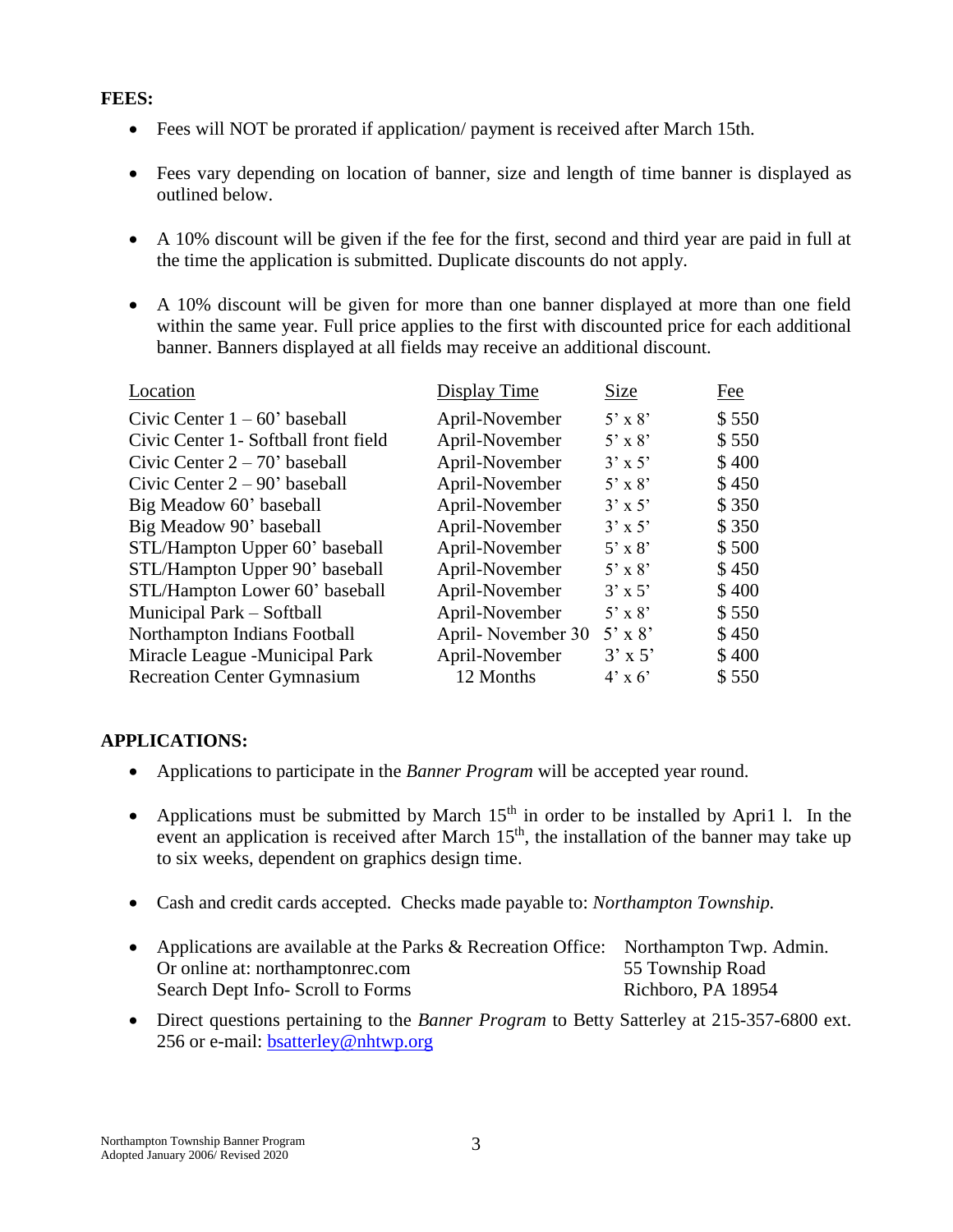**FEES:**

- Fees will NOT be prorated if application/ payment is received after March 15th.
- Fees vary depending on location of banner, size and length of time banner is displayed as outlined below.
- A 10% discount will be given if the fee for the first, second and third year are paid in full at the time the application is submitted. Duplicate discounts do not apply.
- A 10% discount will be given for more than one banner displayed at more than one field within the same year. Full price applies to the first with discounted price for each additional banner. Banners displayed at all fields may receive an additional discount.

| Location | Display Time | Size | Fee |
|---|---|---|---|
| Civic Center 1 – 60’ baseball | April-November | 5’ x 8’ | $ 550 |
| Civic Center 1- Softball front field | April-November | 5’ x 8’ | $ 550 |
| Civic Center 2 – 70’ baseball | April-November | 3’ x 5’ | $ 400 |
| Civic Center 2 – 90’ baseball | April-November | 5’ x 8’ | $ 450 |
| Big Meadow 60’ baseball | April-November | 3’ x 5’ | $ 350 |
| Big Meadow 90’ baseball | April-November | 3’ x 5’ | $ 350 |
| STL/Hampton Upper 60’ baseball | April-November | 5’ x 8’ | $ 500 |
| STL/Hampton Upper 90’ baseball | April-November | 5’ x 8’ | $ 450 |
| STL/Hampton Lower 60’ baseball | April-November | 3’ x 5’ | $ 400 |
| Municipal Park – Softball | April-November | 5’ x 8’ | $ 550 |
| Northampton Indians Football | April- November 30 | 5’ x 8’ | $ 450 |
| Miracle League -Municipal Park | April-November | 3’ x 5’ | $ 400 |
| Recreation Center Gymnasium | 12 Months | 4’ x 6’ | $ 550 |

**APPLICATIONS:**

- Applications to participate in the *Banner Program* will be accepted year round.
- Applications must be submitted by March 15th in order to be installed by Apri1 l. In the event an application is received after March 15th, the installation of the banner may take up to six weeks, dependent on graphics design time.
- Cash and credit cards accepted. Checks made payable to: *Northampton Township.*
- Applications are available at the Parks & Recreation Office: Northampton Twp. Admin.
  Or online at: northamptonrec.com 55 Township Road
  Search Dept Info- Scroll to Forms Richboro, PA 18954
- Direct questions pertaining to the *Banner Program* to Betty Satterley at 215-357-6800 ext. 256 or e-mail: bsatterley@nhtwp.org